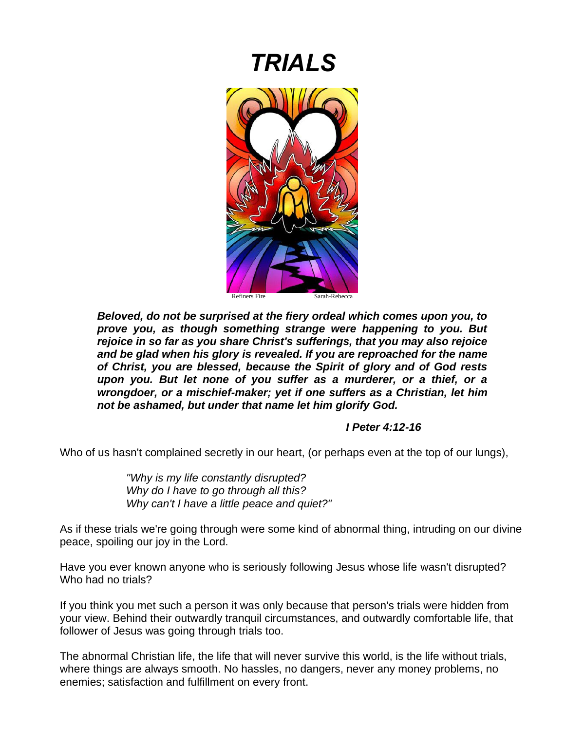# *TRIALS*

Refiners Fire Sarah-Rebecca

***Beloved, do not be surprised at the fiery ordeal which comes upon you, to prove you, as though something strange were happening to you. But rejoice in so far as you share Christ's sufferings, that you may also rejoice and be glad when his glory is revealed. If you are reproached for the name of Christ, you are blessed, because the Spirit of glory and of God rests upon you. But let none of you suffer as a murderer, or a thief, or a wrongdoer, or a mischief-maker; yet if one suffers as a Christian, let him not be ashamed, but under that name let him glorify God.***

***I Peter 4:12-16***

Who of us hasn't complained secretly in our heart, (or perhaps even at the top of our lungs),

*"Why is my life constantly disrupted?*
*Why do I have to go through all this?*
*Why can't I have a little peace and quiet?"*

As if these trials we're going through were some kind of abnormal thing, intruding on our divine peace, spoiling our joy in the Lord.

Have you ever known anyone who is seriously following Jesus whose life wasn't disrupted? Who had no trials?

If you think you met such a person it was only because that person's trials were hidden from your view. Behind their outwardly tranquil circumstances, and outwardly comfortable life, that follower of Jesus was going through trials too.

The abnormal Christian life, the life that will never survive this world, is the life without trials, where things are always smooth. No hassles, no dangers, never any money problems, no enemies; satisfaction and fulfillment on every front.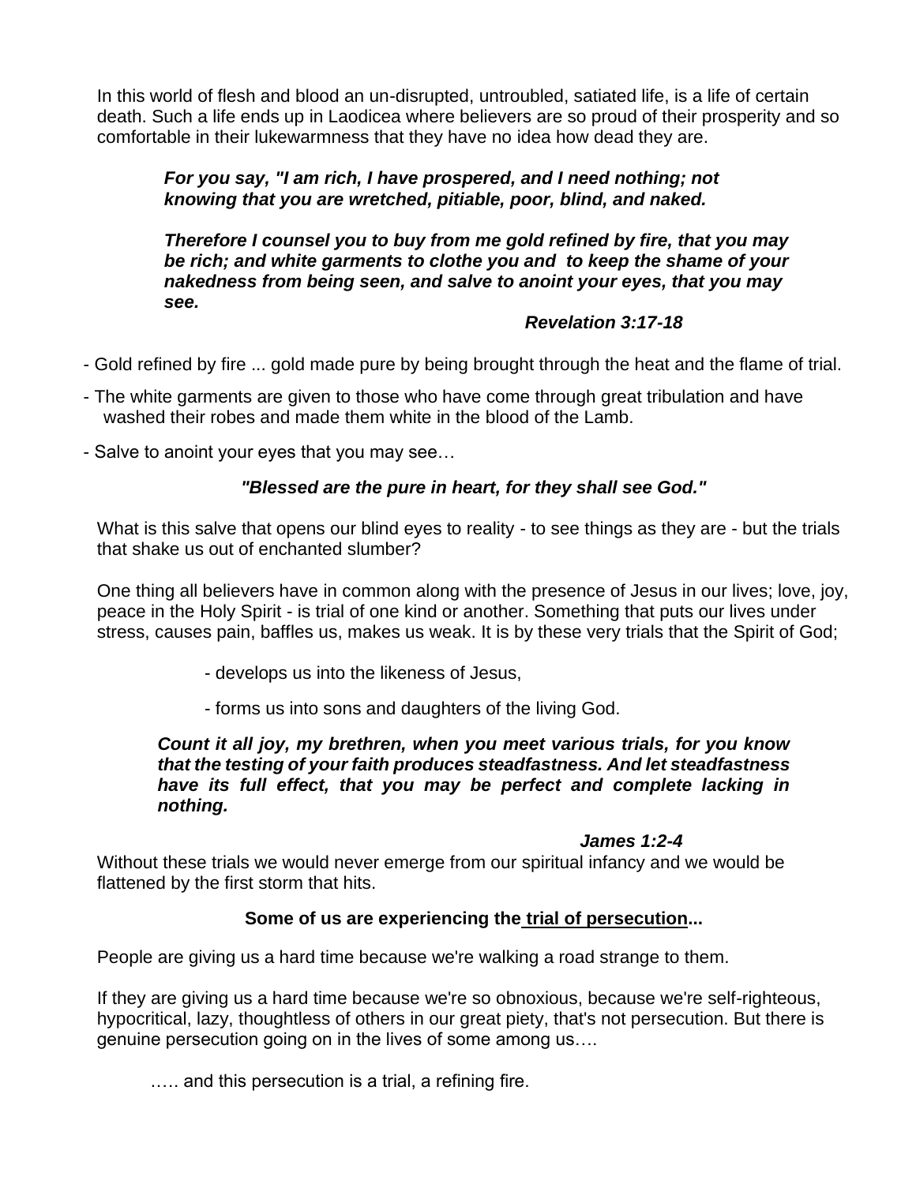In this world of flesh and blood an un-disrupted, untroubled, satiated life, is a life of certain death. Such a life ends up in Laodicea where believers are so proud of their prosperity and so comfortable in their lukewarmness that they have no idea how dead they are.

> ***For you say, "I am rich, I have prospered, and I need nothing; not knowing that you are wretched, pitiable, poor, blind, and naked.***
>
> ***Therefore I counsel you to buy from me gold refined by fire, that you may be rich; and white garments to clothe you and to keep the shame of your nakedness from being seen, and salve to anoint your eyes, that you may see.***
>
> ***Revelation 3:17-18***

- Gold refined by fire ... gold made pure by being brought through the heat and the flame of trial.
- The white garments are given to those who have come through great tribulation and have washed their robes and made them white in the blood of the Lamb.
- Salve to anoint your eyes that you may see…

***"Blessed are the pure in heart, for they shall see God."***

What is this salve that opens our blind eyes to reality - to see things as they are - but the trials that shake us out of enchanted slumber?

One thing all believers have in common along with the presence of Jesus in our lives; love, joy, peace in the Holy Spirit - is trial of one kind or another. Something that puts our lives under stress, causes pain, baffles us, makes us weak. It is by these very trials that the Spirit of God;

- develops us into the likeness of Jesus,
- forms us into sons and daughters of the living God.

> ***Count it all joy, my brethren, when you meet various trials, for you know that the testing of your faith produces steadfastness. And let steadfastness have its full effect, that you may be perfect and complete lacking in nothing.***
>
> ***James 1:2-4***

Without these trials we would never emerge from our spiritual infancy and we would be flattened by the first storm that hits.

**Some of us are experiencing the <u>trial of persecution</u>...**

People are giving us a hard time because we're walking a road strange to them.

If they are giving us a hard time because we're so obnoxious, because we're self-righteous, hypocritical, lazy, thoughtless of others in our great piety, that's not persecution. But there is genuine persecution going on in the lives of some among us….

….. and this persecution is a trial, a refining fire.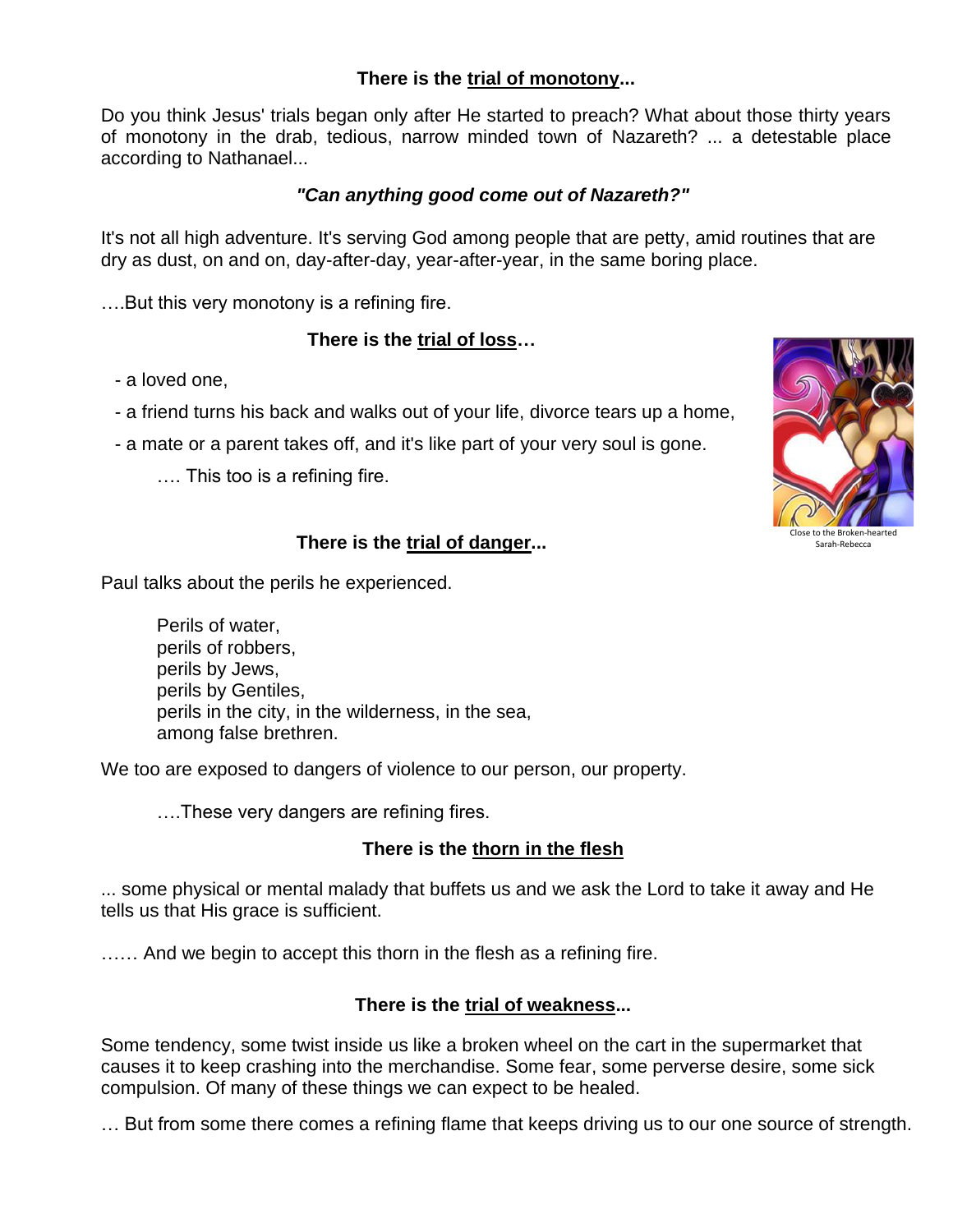**There is the trial of monotony...**

Do you think Jesus' trials began only after He started to preach? What about those thirty years of monotony in the drab, tedious, narrow minded town of Nazareth? ... a detestable place according to Nathanael...

***"Can anything good come out of Nazareth?"***

It's not all high adventure. It's serving God among people that are petty, amid routines that are dry as dust, on and on, day-after-day, year-after-year, in the same boring place.

….But this very monotony is a refining fire.

**There is the trial of loss…**

- a loved one,
- a friend turns his back and walks out of your life, divorce tears up a home,
- a mate or a parent takes off, and it's like part of your very soul is gone.

…. This too is a refining fire.

Close to the Broken-hearted
Sarah-Rebecca

**There is the trial of danger...**

Paul talks about the perils he experienced.

Perils of water,
perils of robbers,
perils by Jews,
perils by Gentiles,
perils in the city, in the wilderness, in the sea,
among false brethren.

We too are exposed to dangers of violence to our person, our property.

….These very dangers are refining fires.

**There is the thorn in the flesh**

... some physical or mental malady that buffets us and we ask the Lord to take it away and He tells us that His grace is sufficient.

…… And we begin to accept this thorn in the flesh as a refining fire.

**There is the trial of weakness...**

Some tendency, some twist inside us like a broken wheel on the cart in the supermarket that causes it to keep crashing into the merchandise. Some fear, some perverse desire, some sick compulsion. Of many of these things we can expect to be healed.

… But from some there comes a refining flame that keeps driving us to our one source of strength.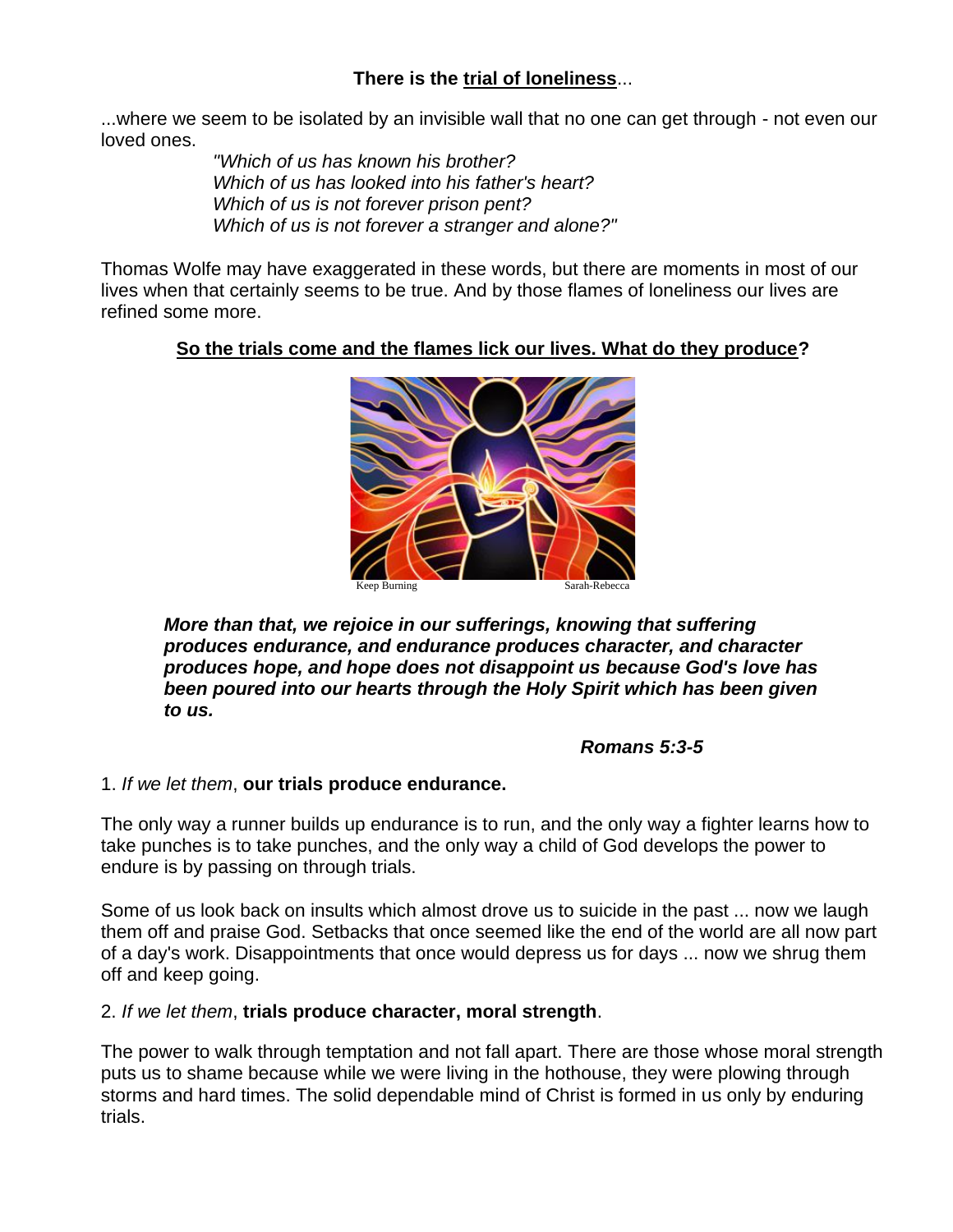**There is the <u>trial of loneliness</u>...**

...where we seem to be isolated by an invisible wall that no one can get through - not even our loved ones.

> *"Which of us has known his brother?*
> *Which of us has looked into his father's heart?*
> *Which of us is not forever prison pent?*
> *Which of us is not forever a stranger and alone?"*

Thomas Wolfe may have exaggerated in these words, but there are moments in most of our lives when that certainly seems to be true. And by those flames of loneliness our lives are refined some more.

**<u>So the trials come and the flames lick our lives. What do they produce</u>?**

Keep Burning Sarah-Rebecca

> ***More than that, we rejoice in our sufferings, knowing that suffering produces endurance, and endurance produces character, and character produces hope, and hope does not disappoint us because God's love has been poured into our hearts through the Holy Spirit which has been given to us.***
>
> ***Romans 5:3-5***

1. *If we let them*, **our trials produce endurance.**

The only way a runner builds up endurance is to run, and the only way a fighter learns how to take punches is to take punches, and the only way a child of God develops the power to endure is by passing on through trials.

Some of us look back on insults which almost drove us to suicide in the past ... now we laugh them off and praise God. Setbacks that once seemed like the end of the world are all now part of a day's work. Disappointments that once would depress us for days ... now we shrug them off and keep going.

2. *If we let them*, **trials produce character, moral strength**.

The power to walk through temptation and not fall apart. There are those whose moral strength puts us to shame because while we were living in the hothouse, they were plowing through storms and hard times. The solid dependable mind of Christ is formed in us only by enduring trials.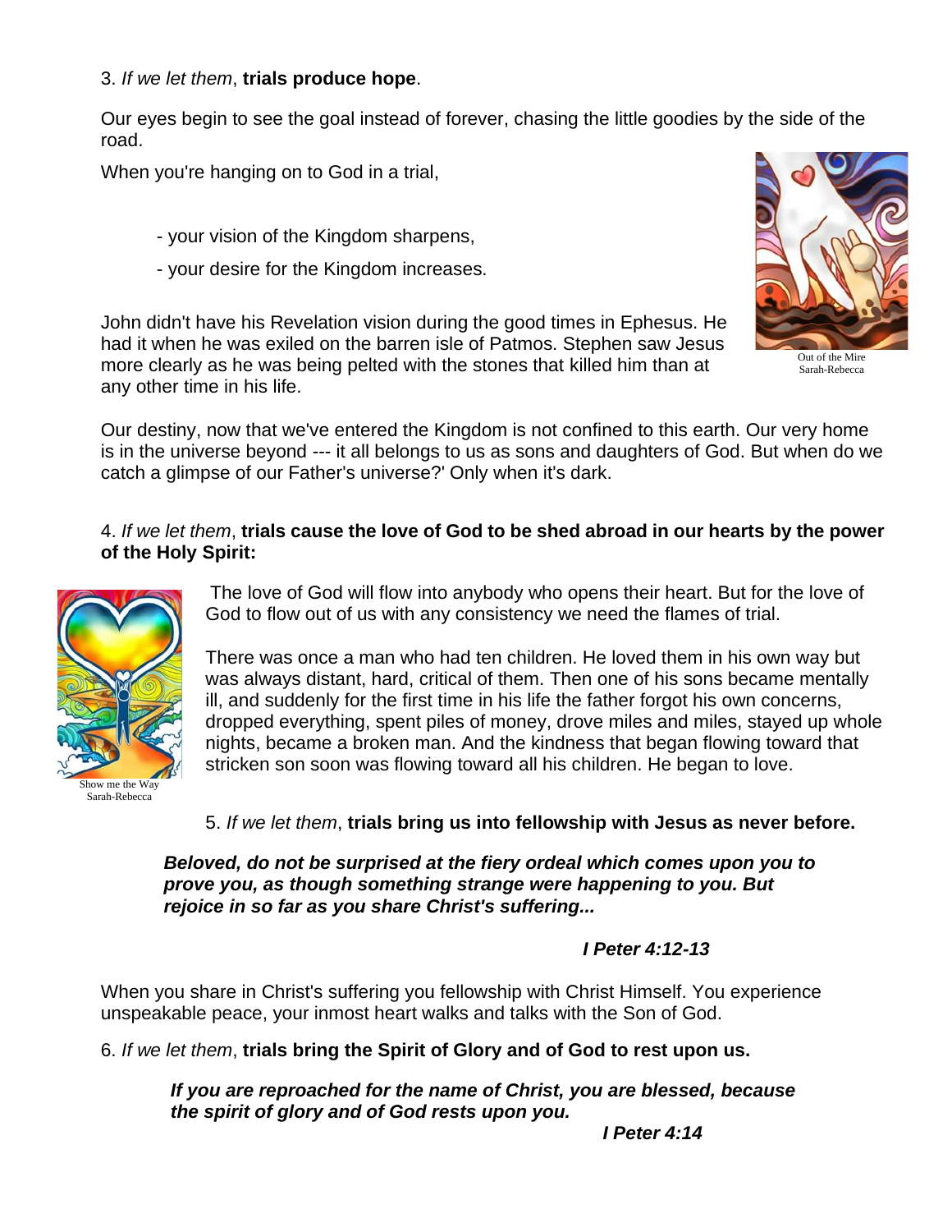3. *If we let them*, **trials produce hope**.

Our eyes begin to see the goal instead of forever, chasing the little goodies by the side of the road.

When you're hanging on to God in a trial,

- your vision of the Kingdom sharpens,
- your desire for the Kingdom increases.

John didn't have his Revelation vision during the good times in Ephesus. He had it when he was exiled on the barren isle of Patmos. Stephen saw Jesus more clearly as he was being pelted with the stones that killed him than at any other time in his life.

Out of the Mire
Sarah-Rebecca

Our destiny, now that we've entered the Kingdom is not confined to this earth. Our very home is in the universe beyond --- it all belongs to us as sons and daughters of God. But when do we catch a glimpse of our Father's universe?' Only when it's dark.

4. *If we let them*, **trials cause the love of God to be shed abroad in our hearts by the power of the Holy Spirit:**

The love of God will flow into anybody who opens their heart. But for the love of God to flow out of us with any consistency we need the flames of trial.

There was once a man who had ten children. He loved them in his own way but was always distant, hard, critical of them. Then one of his sons became mentally ill, and suddenly for the first time in his life the father forgot his own concerns, dropped everything, spent piles of money, drove miles and miles, stayed up whole nights, became a broken man. And the kindness that began flowing toward that stricken son soon was flowing toward all his children. He began to love.

Show me the Way
Sarah-Rebecca

5. *If we let them*, **trials bring us into fellowship with Jesus as never before.**

***Beloved, do not be surprised at the fiery ordeal which comes upon you to prove you, as though something strange were happening to you. But rejoice in so far as you share Christ's suffering...***

***I Peter 4:12-13***

When you share in Christ's suffering you fellowship with Christ Himself. You experience unspeakable peace, your inmost heart walks and talks with the Son of God.

6. *If we let them*, **trials bring the Spirit of Glory and of God to rest upon us.**

***If you are reproached for the name of Christ, you are blessed, because the spirit of glory and of God rests upon you.***

***I Peter 4:14***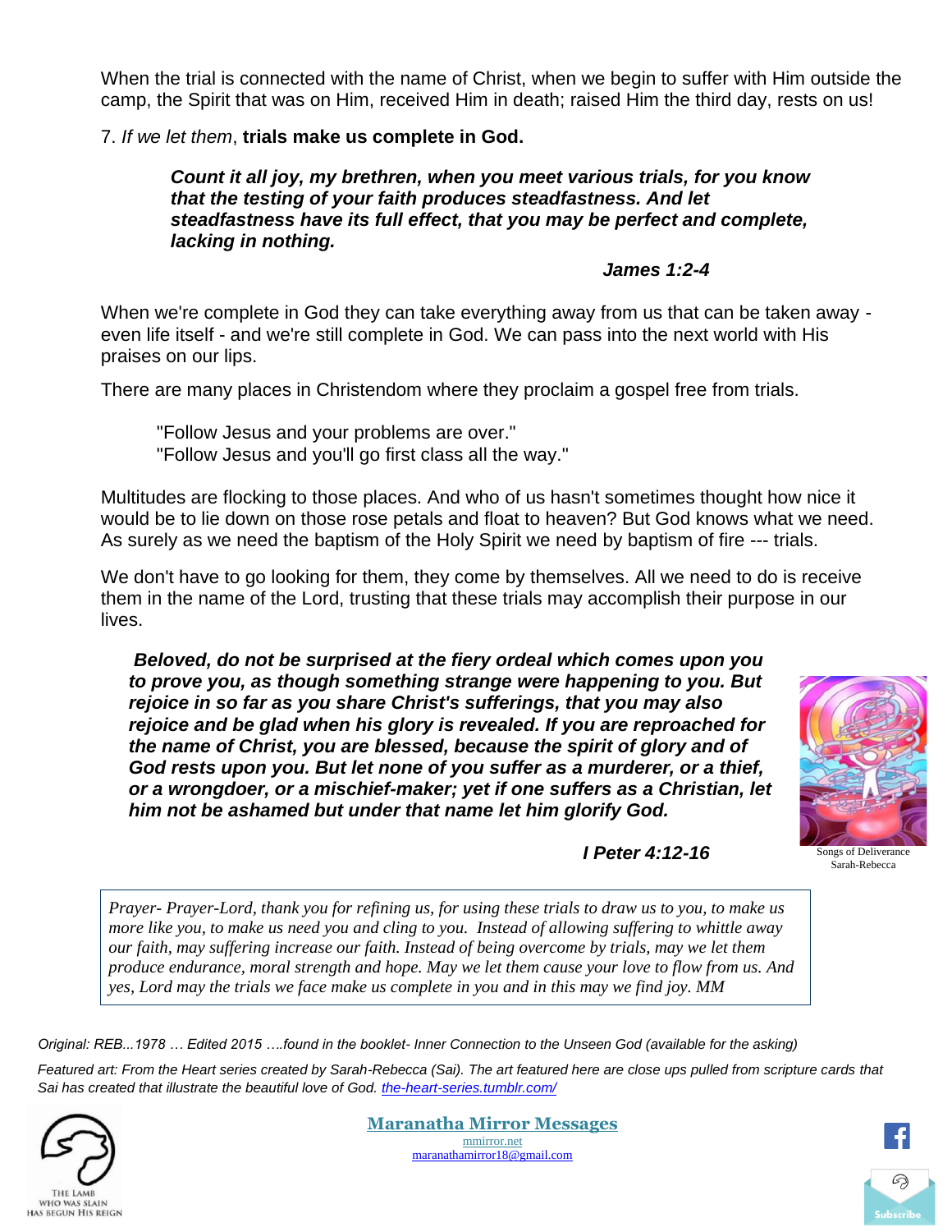When the trial is connected with the name of Christ, when we begin to suffer with Him outside the camp, the Spirit that was on Him, received Him in death; raised Him the third day, rests on us!

7. *If we let them*, **trials make us complete in God.**

> ***Count it all joy, my brethren, when you meet various trials, for you know that the testing of your faith produces steadfastness. And let steadfastness have its full effect, that you may be perfect and complete, lacking in nothing.***
>
> ***James 1:2-4***

When we're complete in God they can take everything away from us that can be taken away - even life itself - and we're still complete in God. We can pass into the next world with His praises on our lips.

There are many places in Christendom where they proclaim a gospel free from trials.

> "Follow Jesus and your problems are over."
> "Follow Jesus and you'll go first class all the way."

Multitudes are flocking to those places. And who of us hasn't sometimes thought how nice it would be to lie down on those rose petals and float to heaven? But God knows what we need. As surely as we need the baptism of the Holy Spirit we need by baptism of fire --- trials.

We don't have to go looking for them, they come by themselves. All we need to do is receive them in the name of the Lord, trusting that these trials may accomplish their purpose in our lives.

> ***Beloved, do not be surprised at the fiery ordeal which comes upon you to prove you, as though something strange were happening to you. But rejoice in so far as you share Christ's sufferings, that you may also rejoice and be glad when his glory is revealed. If you are reproached for the name of Christ, you are blessed, because the spirit of glory and of God rests upon you. But let none of you suffer as a murderer, or a thief, or a wrongdoer, or a mischief-maker; yet if one suffers as a Christian, let him not be ashamed but under that name let him glorify God.***
>
> ***I Peter 4:12-16***

Songs of Deliverance
Sarah-Rebecca

*Prayer- Prayer-Lord, thank you for refining us, for using these trials to draw us to you, to make us more like you, to make us need you and cling to you. Instead of allowing suffering to whittle away our faith, may suffering increase our faith. Instead of being overcome by trials, may we let them produce endurance, moral strength and hope. May we let them cause your love to flow from us. And yes, Lord may the trials we face make us complete in you and in this may we find joy. MM*

*Original: REB...1978 … Edited 2015 ….found in the booklet- Inner Connection to the Unseen God (available for the asking)*

*Featured art: From the Heart series created by Sarah-Rebecca (Sai). The art featured here are close ups pulled from scripture cards that Sai has created that illustrate the beautiful love of God. the-heart-series.tumblr.com/*

THE LAMB WHO WAS SLAIN HAS BEGUN HIS REIGN

**Maranatha Mirror Messages**
mmirror.net
maranathamirror18@gmail.com

Subscribe